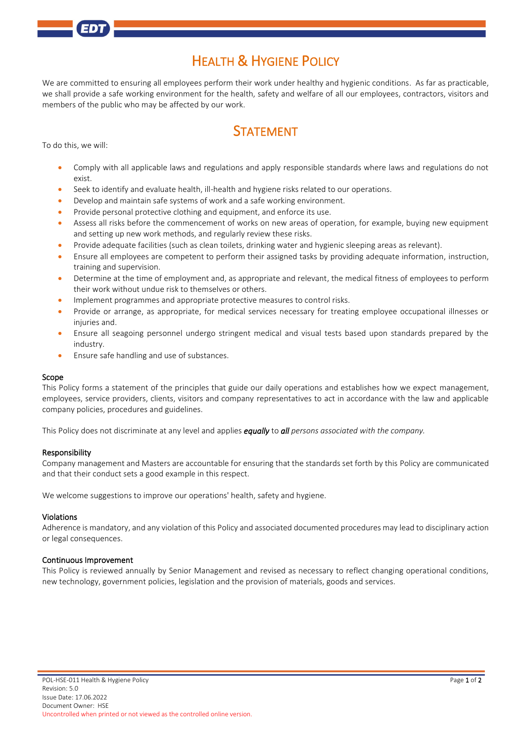# Health & Hygiene Policy

We are committed to ensuring all employees perform their work under healthy and hygienic conditions. As far as practicable, we shall provide a safe working environment for the health, safety and welfare of all our employees, contractors, visitors and members of the public who may be affected by our work.

## Statement

To do this, we will:

- Comply with all applicable laws and regulations and apply responsible standards where laws and regulations do not exist.
- Seek to identify and evaluate health, ill-health and hygiene risks related to our operations.
- Develop and maintain safe systems of work and a safe working environment.
- Provide personal protective clothing and equipment, and enforce its use.
- Assess all risks before the commencement of works on new areas of operation, for example, buying new equipment and setting up new work methods, and regularly review these risks.
- Provide adequate facilities (such as clean toilets, drinking water and hygienic sleeping areas as relevant).
- Ensure all employees are competent to perform their assigned tasks by providing adequate information, instruction, training and supervision.
- Determine at the time of employment and, as appropriate and relevant, the medical fitness of employees to perform their work without undue risk to themselves or others.
- Implement programmes and appropriate protective measures to control risks.
- Provide or arrange, as appropriate, for medical services necessary for treating employee occupational illnesses or injuries and.
- Ensure all seagoing personnel undergo stringent medical and visual tests based upon standards prepared by the industry.
- Ensure safe handling and use of substances.

### Scope

This Policy forms a statement of the principles that guide our daily operations and establishes how we expect management, employees, service providers, clients, visitors and company representatives to act in accordance with the law and applicable company policies, procedures and guidelines.

This Policy does not discriminate at any level and applies ***equally*** to ***all*** *persons associated with the company.*

### Responsibility

Company management and Masters are accountable for ensuring that the standards set forth by this Policy are communicated and that their conduct sets a good example in this respect.

We welcome suggestions to improve our operations' health, safety and hygiene.

### Violations

Adherence is mandatory, and any violation of this Policy and associated documented procedures may lead to disciplinary action or legal consequences.

### Continuous Improvement

This Policy is reviewed annually by Senior Management and revised as necessary to reflect changing operational conditions, new technology, government policies, legislation and the provision of materials, goods and services.

POL-HSE-011 Health & Hygiene Policy
Revision: 5.0
Issue Date: 17.06.2022
Document Owner: HSE
Uncontrolled when printed or not viewed as the controlled online version.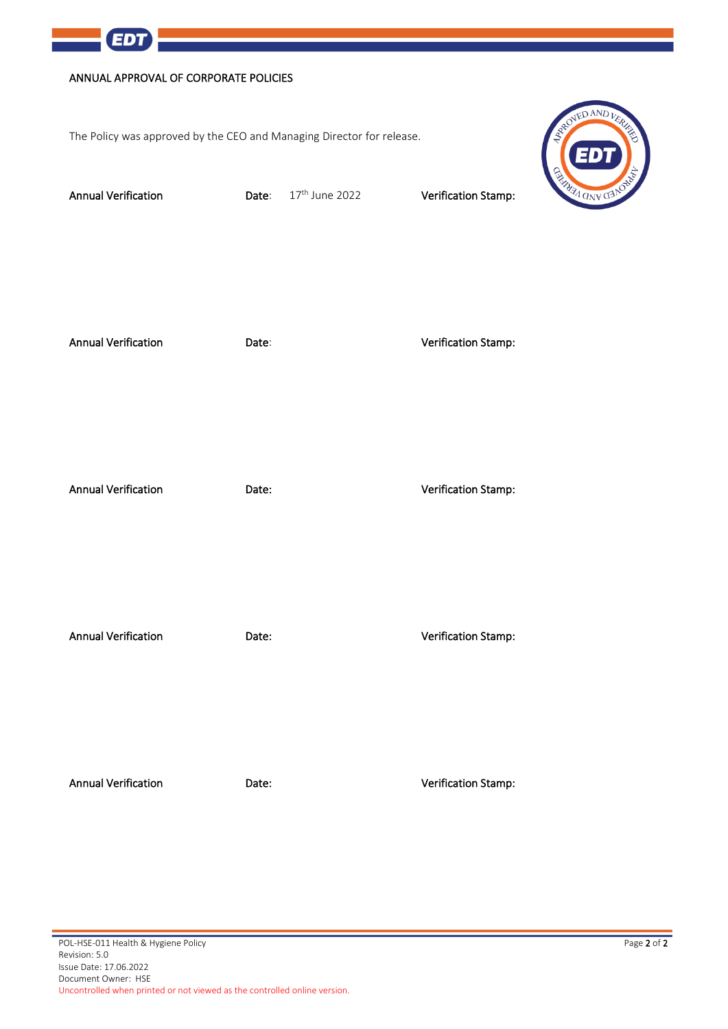ANNUAL APPROVAL OF CORPORATE POLICIES

The Policy was approved by the CEO and Managing Director for release.

**Annual Verification** **Date:** 17th June 2022 **Verification Stamp:**

**Annual Verification** **Date:** **Verification Stamp:**

**Annual Verification** **Date:** **Verification Stamp:**

**Annual Verification** **Date:** **Verification Stamp:**

**Annual Verification** **Date:** **Verification Stamp:**

POL-HSE-011 Health & Hygiene Policy
Revision: 5.0
Issue Date: 17.06.2022
Document Owner: HSE
Uncontrolled when printed or not viewed as the controlled online version.